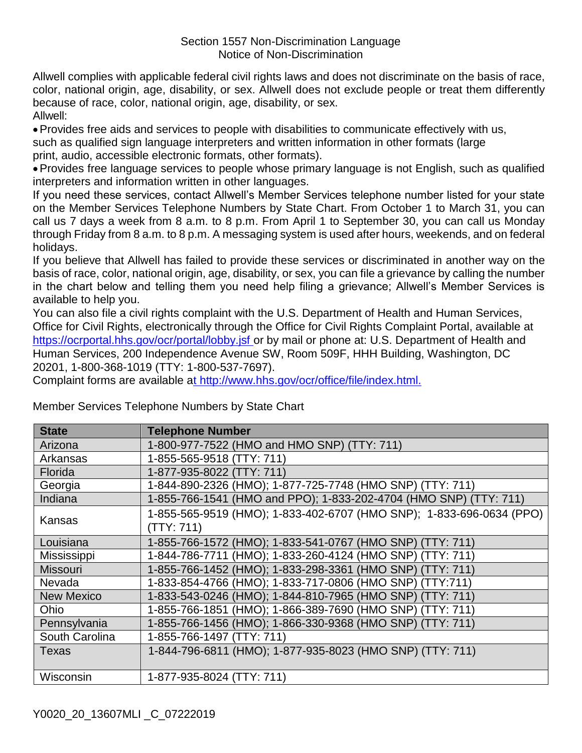# Section 1557 Non-Discrimination Language
## Notice of Non-Discrimination

Allwell complies with applicable federal civil rights laws and does not discriminate on the basis of race, color, national origin, age, disability, or sex. Allwell does not exclude people or treat them differently because of race, color, national origin, age, disability, or sex.

Allwell:

- Provides free aids and services to people with disabilities to communicate effectively with us, such as qualified sign language interpreters and written information in other formats (large print, audio, accessible electronic formats, other formats).
- Provides free language services to people whose primary language is not English, such as qualified interpreters and information written in other languages.

If you need these services, contact Allwell's Member Services telephone number listed for your state on the Member Services Telephone Numbers by State Chart. From October 1 to March 31, you can call us 7 days a week from 8 a.m. to 8 p.m. From April 1 to September 30, you can call us Monday through Friday from 8 a.m. to 8 p.m. A messaging system is used after hours, weekends, and on federal holidays.

If you believe that Allwell has failed to provide these services or discriminated in another way on the basis of race, color, national origin, age, disability, or sex, you can file a grievance by calling the number in the chart below and telling them you need help filing a grievance; Allwell's Member Services is available to help you.

You can also file a civil rights complaint with the U.S. Department of Health and Human Services, Office for Civil Rights, electronically through the Office for Civil Rights Complaint Portal, available at https://ocrportal.hhs.gov/ocr/portal/lobby.jsf or by mail or phone at: U.S. Department of Health and Human Services, 200 Independence Avenue SW, Room 509F, HHH Building, Washington, DC 20201, 1-800-368-1019 (TTY: 1-800-537-7697).

Complaint forms are available at http://www.hhs.gov/ocr/office/file/index.html.

Member Services Telephone Numbers by State Chart

| State | Telephone Number |
|---|---|
| Arizona | 1-800-977-7522 (HMO and HMO SNP) (TTY: 711) |
| Arkansas | 1-855-565-9518 (TTY: 711) |
| Florida | 1-877-935-8022 (TTY: 711) |
| Georgia | 1-844-890-2326 (HMO); 1-877-725-7748 (HMO SNP) (TTY: 711) |
| Indiana | 1-855-766-1541 (HMO and PPO); 1-833-202-4704 (HMO SNP) (TTY: 711) |
| Kansas | 1-855-565-9519 (HMO); 1-833-402-6707 (HMO SNP); 1-833-696-0634 (PPO) (TTY: 711) |
| Louisiana | 1-855-766-1572 (HMO); 1-833-541-0767 (HMO SNP) (TTY: 711) |
| Mississippi | 1-844-786-7711 (HMO); 1-833-260-4124 (HMO SNP) (TTY: 711) |
| Missouri | 1-855-766-1452 (HMO); 1-833-298-3361 (HMO SNP) (TTY: 711) |
| Nevada | 1-833-854-4766 (HMO); 1-833-717-0806 (HMO SNP) (TTY:711) |
| New Mexico | 1-833-543-0246 (HMO); 1-844-810-7965 (HMO SNP) (TTY: 711) |
| Ohio | 1-855-766-1851 (HMO); 1-866-389-7690 (HMO SNP) (TTY: 711) |
| Pennsylvania | 1-855-766-1456 (HMO); 1-866-330-9368 (HMO SNP) (TTY: 711) |
| South Carolina | 1-855-766-1497 (TTY: 711) |
| Texas | 1-844-796-6811 (HMO); 1-877-935-8023 (HMO SNP) (TTY: 711) |
| Wisconsin | 1-877-935-8024 (TTY: 711) |

Y0020_20_13607MLI _C_07222019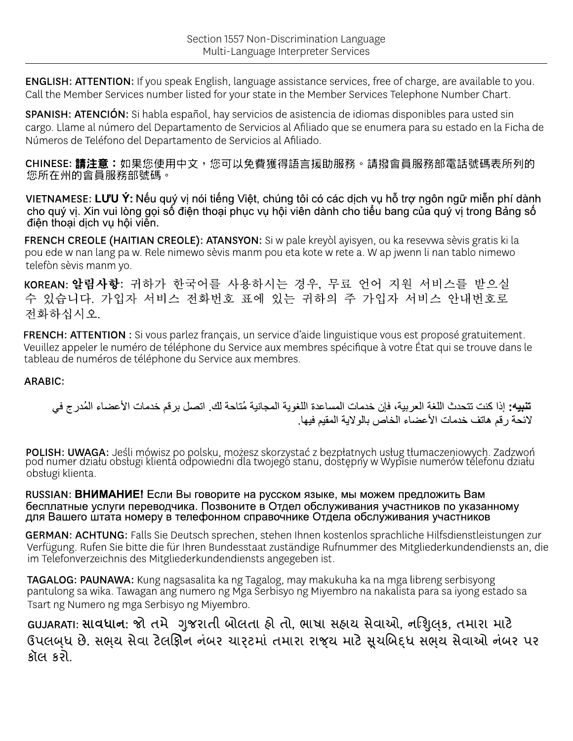# Section 1557 Non-Discrimination Language
## Multi-Language Interpreter Services

**ENGLISH: ATTENTION:** If you speak English, language assistance services, free of charge, are available to you. Call the Member Services number listed for your state in the Member Services Telephone Number Chart.

**SPANISH: ATENCIÓN:** Si habla español, hay servicios de asistencia de idiomas disponibles para usted sin cargo. Llame al número del Departamento de Servicios al Afiliado que se enumera para su estado en la Ficha de Números de Teléfono del Departamento de Servicios al Afiliado.

**CHINESE: 請注意：**如果您使用中文，您可以免費獲得語言援助服務。請撥會員服務部電話號碼表所列的您所在州的會員服務部號碼。

**VIETNAMESE: LƯU Ý:** Nếu quý vị nói tiếng Việt, chúng tôi có các dịch vụ hỗ trợ ngôn ngữ miễn phí dành cho quý vị. Xin vui lòng gọi số điện thoại phục vụ hội viên dành cho tiểu bang của quý vị trong Bảng số điện thoại dịch vụ hội viên.

**FRENCH CREOLE (HAITIAN CREOLE): ATANSYON:** Si w pale kreyòl ayisyen, ou ka resevwa sèvis gratis ki la pou ede w nan lang pa w. Rele nimewo sèvis manm pou eta kote w rete a. W ap jwenn li nan tablo nimewo telefòn sèvis manm yo.

**KOREAN: 알림사항:** 귀하가 한국어를 사용하시는 경우, 무료 언어 지원 서비스를 받으실 수 있습니다. 가입자 서비스 전화번호 표에 있는 귀하의 주 가입자 서비스 안내번호로 전화하십시오.

**FRENCH: ATTENTION :** Si vous parlez français, un service d'aide linguistique vous est proposé gratuitement. Veuillez appeler le numéro de téléphone du Service aux membres spécifique à votre État qui se trouve dans le tableau de numéros de téléphone du Service aux membres.

**ARABIC:**

**تنبيه:** إذا كنت تتحدث اللغة العربية، فإن خدمات المساعدة اللغوية المجانية مُتاحة لك. اتصل برقم خدمات الأعضاء المُدرج في لائحة رقم هاتف خدمات الأعضاء الخاص بالولاية المقيم فيها.

**POLISH: UWAGA:** Jeśli mówisz po polsku, możesz skorzystać z bezpłatnych usług tłumaczeniowych. Zadzwoń pod numer działu obsługi klienta odpowiedni dla twojego stanu, dostępny w Wypisie numerów telefonu działu obsługi klienta.

**RUSSIAN: ВНИМАНИЕ!** Если Вы говорите на русском языке, мы можем предложить Вам бесплатные услуги переводчика. Позвоните в Отдел обслуживания участников по указанному для Вашего штата номеру в телефонном справочнике Отдела обслуживания участников

**GERMAN: ACHTUNG:** Falls Sie Deutsch sprechen, stehen Ihnen kostenlos sprachliche Hilfsdienstleistungen zur Verfügung. Rufen Sie bitte die für Ihren Bundesstaat zuständige Rufnummer des Mitgliederkundendiensts an, die im Telefonverzeichnis des Mitgliederkundendiensts angegeben ist.

**TAGALOG: PAUNAWA:** Kung nagsasalita ka ng Tagalog, may makukuha ka na mga libreng serbisyong pantulong sa wika. Tawagan ang numero ng Mga Serbisyo ng Miyembro na nakalista para sa iyong estado sa Tsart ng Numero ng mga Serbisyo ng Miyembro.

**GUJARATI: સાવધાન:** જો તમે ગુજરાતી બોલતા હો તો, ભાષા સહાય સેવાઓ, નિઃશુલ્ક, તમારા માટે ઉપલબ્ધ છે. સભ્ય સેવા ટેલિફોન નંબર ચાર્ટમાં તમારા રાજ્ય માટે સૂચિબદ્ધ સભ્ય સેવાઓ નંબર પર કૉલ કરો.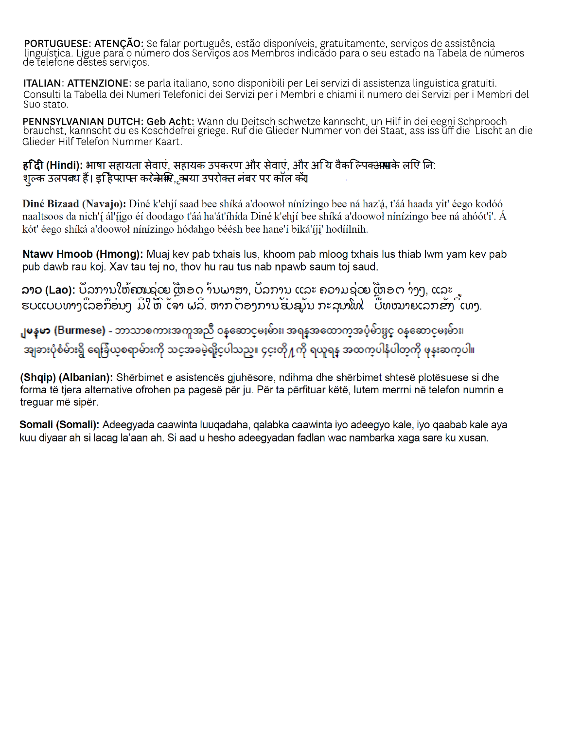**PORTUGUESE: ATENÇÃO:** Se falar português, estão disponíveis, gratuitamente, serviços de assistência linguística. Ligue para o número dos Serviços aos Membros indicado para o seu estado na Tabela de números de telefone destes serviços.

**ITALIAN: ATTENZIONE:** se parla italiano, sono disponibili per Lei servizi di assistenza linguistica gratuiti. Consulti la Tabella dei Numeri Telefonici dei Servizi per i Membri e chiami il numero dei Servizi per i Membri del Suo stato.

**PENNSYLVANIAN DUTCH: Geb Acht:** Wann du Deitsch schwetze kannscht, un Hilf in dei eegni Schprooch brauchst, kannscht du es Koschdefrei griege. Ruf die Glieder Nummer von dei Staat, ass iss uff die Lischt an die Glieder Hilf Telefon Nummer Kaart.

**हिंदी (Hindi):** भाषा सहायता सेवाएं, सहायक उपकरण और सेवाएं, और अन्य वैकल्पिक प्रारूप आपके लिए निःशुल्क उपलब्ध हैं। इन्हें प्राप्त करने के लिए, कृपया उपरोक्त नंबर पर कॉल करें।

**Diné Bizaad (Navajo):** Diné k'ehjí saad bee shíká a'doowoł nínízingo bee ná haz'á, t'áá haada yit' éego kodóó naaltsoos da nich'į' ál'įįgo éí doodago t'áá ha'át'íhída Diné k'ehjí bee shíká a'doowoł nínízingo bee ná ahóót'i'. Á kót' éego shíká a'doowoł nínízingo hódahgo béésh bee hane'í biká'ííjí' hodíílnih.

**Ntawv Hmoob (Hmong):** Muaj kev pab txhais lus, khoom pab mloog txhais lus thiab lwm yam kev pab pub dawb rau koj. Xav tau tej no, thov hu rau tus nab npawb saum toj saud.

**ລາວ (Lao):** ບໍລິການໃຫ້ຄວາມຊ່ວຍເຫຼືອດ້ານພາສາ, ບໍລິການ ແລະ ຄວາມຊ່ວຍເຫຼືອຕ່າງໆ, ແລະ ຮູບແບບທາງເລືອກອື່ນໆ ມີໃຫ້ທ່ານ ຟຣີ. ຫາກຕ້ອງການຮັບຊ່ວຍ ກະລຸນາໂທ ເບີໂທທີ່ລະບຸໄວ້ຂ້າງເທິງ.

**မြန်မာ (Burmese)** - ဘာသာစကားအကူအညီ ဝန်ဆောင်မှုများ၊ အရန်အထောက်အပံ့များနှင့် ဝန်ဆောင်မှုများ၊ အခြားပုံစံများရှိ ရွေးချယ်စရာများကို သင့်အခမဲ့ရရှိနိုင်ပါသည်။ ၎င်းတို့ကို ရယူရန် အထက်ပါနံပါတ်ကို ဖုန်းဆက်ပါ။

**(Shqip) (Albanian):** Shërbimet e asistencës gjuhësore, ndihma dhe shërbimet shtesë plotësuese si dhe forma të tjera alternative ofrohen pa pagesë për ju. Për ta përfituar këtë, lutem merrni në telefon numrin e treguar më sipër.

**Somali (Somali):** Adeegyada caawinta luuqadaha, qalabka caawinta iyo adeegyo kale, iyo qaabab kale aya kuu diyaar ah si lacag la'aan ah. Si aad u hesho adeegyadan fadlan wac nambarka xaga sare ku xusan.